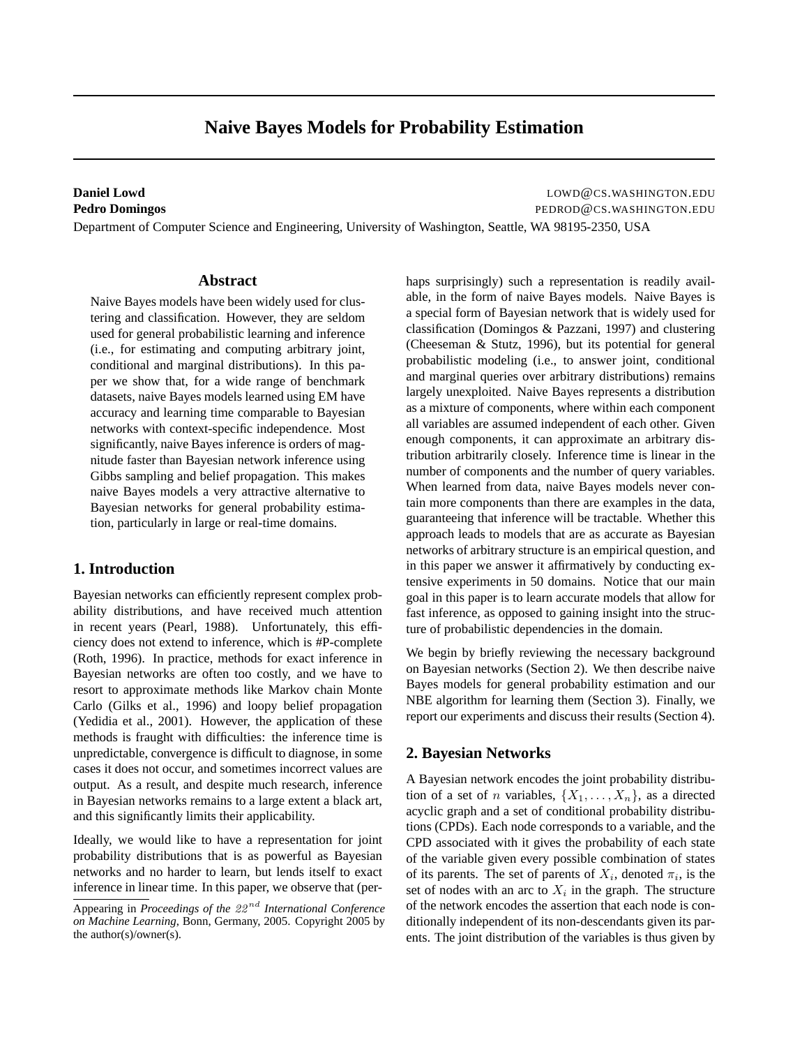# Naive Bayes Models for Probability Estimation

**Daniel Lowd** LOWD@CS.WASHINGTON.EDU
**Pedro Domingos** PEDROD@CS.WASHINGTON.EDU
Department of Computer Science and Engineering, University of Washington, Seattle, WA 98195-2350, USA

## Abstract

Naive Bayes models have been widely used for clustering and classification. However, they are seldom used for general probabilistic learning and inference (i.e., for estimating and computing arbitrary joint, conditional and marginal distributions). In this paper we show that, for a wide range of benchmark datasets, naive Bayes models learned using EM have accuracy and learning time comparable to Bayesian networks with context-specific independence. Most significantly, naive Bayes inference is orders of magnitude faster than Bayesian network inference using Gibbs sampling and belief propagation. This makes naive Bayes models a very attractive alternative to Bayesian networks for general probability estimation, particularly in large or real-time domains.

## 1. Introduction

Bayesian networks can efficiently represent complex probability distributions, and have received much attention in recent years (Pearl, 1988). Unfortunately, this efficiency does not extend to inference, which is #P-complete (Roth, 1996). In practice, methods for exact inference in Bayesian networks are often too costly, and we have to resort to approximate methods like Markov chain Monte Carlo (Gilks et al., 1996) and loopy belief propagation (Yedidia et al., 2001). However, the application of these methods is fraught with difficulties: the inference time is unpredictable, convergence is difficult to diagnose, in some cases it does not occur, and sometimes incorrect values are output. As a result, and despite much research, inference in Bayesian networks remains to a large extent a black art, and this significantly limits their applicability.

Ideally, we would like to have a representation for joint probability distributions that is as powerful as Bayesian networks and no harder to learn, but lends itself to exact inference in linear time. In this paper, we observe that (perhaps surprisingly) such a representation is readily available, in the form of naive Bayes models. Naive Bayes is a special form of Bayesian network that is widely used for classification (Domingos & Pazzani, 1997) and clustering (Cheeseman & Stutz, 1996), but its potential for general probabilistic modeling (i.e., to answer joint, conditional and marginal queries over arbitrary distributions) remains largely unexploited. Naive Bayes represents a distribution as a mixture of components, where within each component all variables are assumed independent of each other. Given enough components, it can approximate an arbitrary distribution arbitrarily closely. Inference time is linear in the number of components and the number of query variables. When learned from data, naive Bayes models never contain more components than there are examples in the data, guaranteeing that inference will be tractable. Whether this approach leads to models that are as accurate as Bayesian networks of arbitrary structure is an empirical question, and in this paper we answer it affirmatively by conducting extensive experiments in 50 domains. Notice that our main goal in this paper is to learn accurate models that allow for fast inference, as opposed to gaining insight into the structure of probabilistic dependencies in the domain.

We begin by briefly reviewing the necessary background on Bayesian networks (Section 2). We then describe naive Bayes models for general probability estimation and our NBE algorithm for learning them (Section 3). Finally, we report our experiments and discuss their results (Section 4).

## 2. Bayesian Networks

A Bayesian network encodes the joint probability distribution of a set of $n$ variables, $\{X_1, \ldots, X_n\}$, as a directed acyclic graph and a set of conditional probability distributions (CPDs). Each node corresponds to a variable, and the CPD associated with it gives the probability of each state of the variable given every possible combination of states of its parents. The set of parents of $X_i$, denoted $\pi_i$, is the set of nodes with an arc to $X_i$ in the graph. The structure of the network encodes the assertion that each node is conditionally independent of its non-descendants given its parents. The joint distribution of the variables is thus given by

Appearing in *Proceedings of the $22^{nd}$ International Conference on Machine Learning*, Bonn, Germany, 2005. Copyright 2005 by the author(s)/owner(s).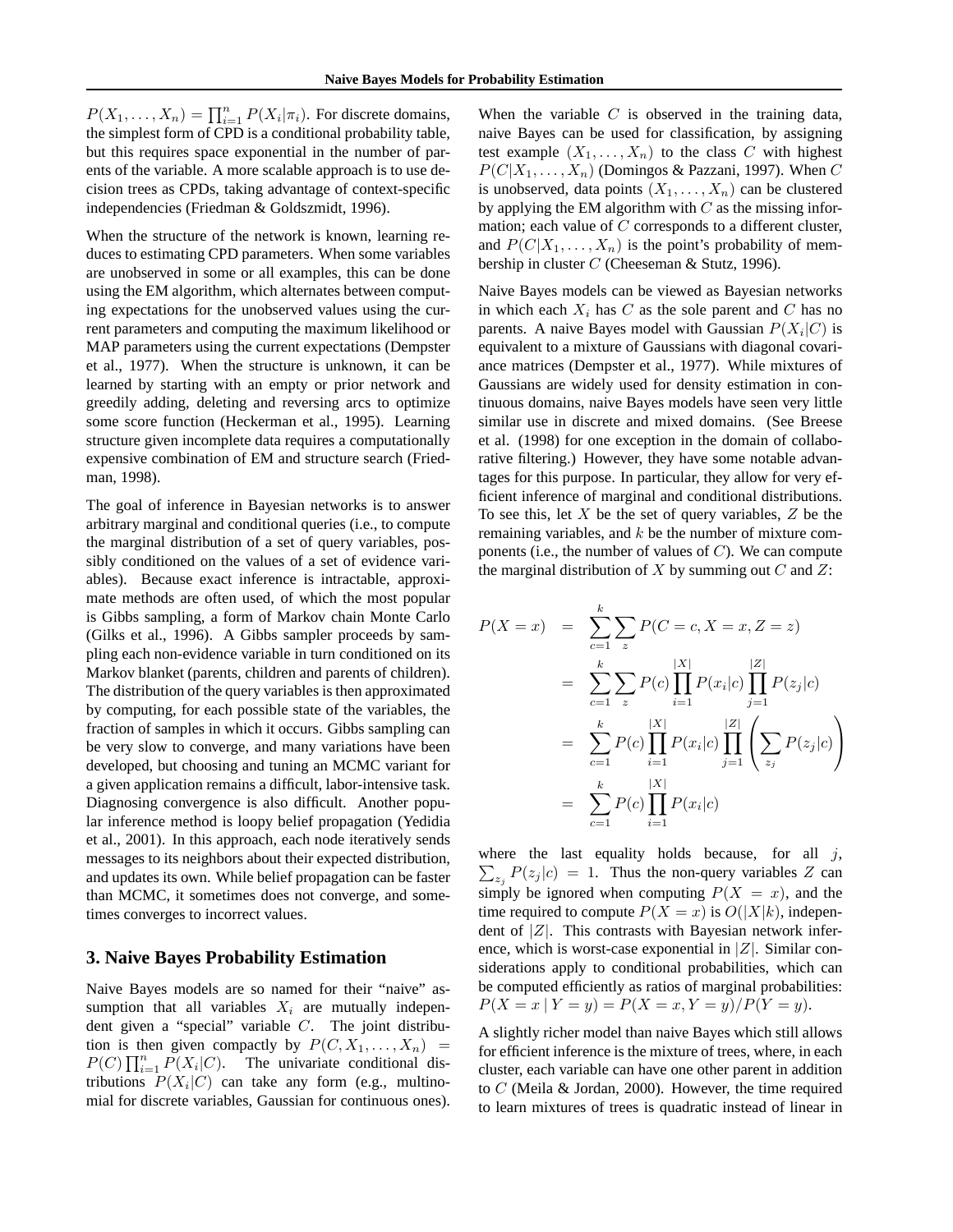$P(X_1, \ldots, X_n) = \prod_{i=1}^n P(X_i|\pi_i)$. For discrete domains, the simplest form of CPD is a conditional probability table, but this requires space exponential in the number of parents of the variable. A more scalable approach is to use decision trees as CPDs, taking advantage of context-specific independencies (Friedman & Goldszmidt, 1996).

When the structure of the network is known, learning reduces to estimating CPD parameters. When some variables are unobserved in some or all examples, this can be done using the EM algorithm, which alternates between computing expectations for the unobserved values using the current parameters and computing the maximum likelihood or MAP parameters using the current expectations (Dempster et al., 1977). When the structure is unknown, it can be learned by starting with an empty or prior network and greedily adding, deleting and reversing arcs to optimize some score function (Heckerman et al., 1995). Learning structure given incomplete data requires a computationally expensive combination of EM and structure search (Friedman, 1998).

The goal of inference in Bayesian networks is to answer arbitrary marginal and conditional queries (i.e., to compute the marginal distribution of a set of query variables, possibly conditioned on the values of a set of evidence variables). Because exact inference is intractable, approximate methods are often used, of which the most popular is Gibbs sampling, a form of Markov chain Monte Carlo (Gilks et al., 1996). A Gibbs sampler proceeds by sampling each non-evidence variable in turn conditioned on its Markov blanket (parents, children and parents of children). The distribution of the query variables is then approximated by computing, for each possible state of the variables, the fraction of samples in which it occurs. Gibbs sampling can be very slow to converge, and many variations have been developed, but choosing and tuning an MCMC variant for a given application remains a difficult, labor-intensive task. Diagnosing convergence is also difficult. Another popular inference method is loopy belief propagation (Yedidia et al., 2001). In this approach, each node iteratively sends messages to its neighbors about their expected distribution, and updates its own. While belief propagation can be faster than MCMC, it sometimes does not converge, and sometimes converges to incorrect values.

## 3. Naive Bayes Probability Estimation

Naive Bayes models are so named for their "naive" assumption that all variables $X_i$ are mutually independent given a "special" variable $C$. The joint distribution is then given compactly by $P(C, X_1, \ldots, X_n) = P(C) \prod_{i=1}^n P(X_i|C)$. The univariate conditional distributions $P(X_i|C)$ can take any form (e.g., multinomial for discrete variables, Gaussian for continuous ones).

When the variable $C$ is observed in the training data, naive Bayes can be used for classification, by assigning test example $(X_1, \ldots, X_n)$ to the class $C$ with highest $P(C|X_1, \ldots, X_n)$ (Domingos & Pazzani, 1997). When $C$ is unobserved, data points $(X_1, \ldots, X_n)$ can be clustered by applying the EM algorithm with $C$ as the missing information; each value of $C$ corresponds to a different cluster, and $P(C|X_1, \ldots, X_n)$ is the point's probability of membership in cluster $C$ (Cheeseman & Stutz, 1996).

Naive Bayes models can be viewed as Bayesian networks in which each $X_i$ has $C$ as the sole parent and $C$ has no parents. A naive Bayes model with Gaussian $P(X_i|C)$ is equivalent to a mixture of Gaussians with diagonal covariance matrices (Dempster et al., 1977). While mixtures of Gaussians are widely used for density estimation in continuous domains, naive Bayes models have seen very little similar use in discrete and mixed domains. (See Breese et al. (1998) for one exception in the domain of collaborative filtering.) However, they have some notable advantages for this purpose. In particular, they allow for very efficient inference of marginal and conditional distributions. To see this, let $X$ be the set of query variables, $Z$ be the remaining variables, and $k$ be the number of mixture components (i.e., the number of values of $C$). We can compute the marginal distribution of $X$ by summing out $C$ and $Z$:

$$
\begin{aligned}
P(X = x) &= \sum_{c=1}^{k} \sum_{z} P(C = c, X = x, Z = z) \\
&= \sum_{c=1}^{k} \sum_{z} P(c) \prod_{i=1}^{|X|} P(x_i|c) \prod_{j=1}^{|Z|} P(z_j|c) \\
&= \sum_{c=1}^{k} P(c) \prod_{i=1}^{|X|} P(x_i|c) \prod_{j=1}^{|Z|} \left( \sum_{z_j} P(z_j|c) \right) \\
&= \sum_{c=1}^{k} P(c) \prod_{i=1}^{|X|} P(x_i|c)
\end{aligned}
$$

where the last equality holds because, for all $j$, $\sum_{z_j} P(z_j|c) = 1$. Thus the non-query variables $Z$ can simply be ignored when computing $P(X = x)$, and the time required to compute $P(X = x)$ is $O(|X|k)$, independent of $|Z|$. This contrasts with Bayesian network inference, which is worst-case exponential in $|Z|$. Similar considerations apply to conditional probabilities, which can be computed efficiently as ratios of marginal probabilities: $P(X = x \mid Y = y) = P(X = x, Y = y)/P(Y = y)$.

A slightly richer model than naive Bayes which still allows for efficient inference is the mixture of trees, where, in each cluster, each variable can have one other parent in addition to $C$ (Meila & Jordan, 2000). However, the time required to learn mixtures of trees is quadratic instead of linear in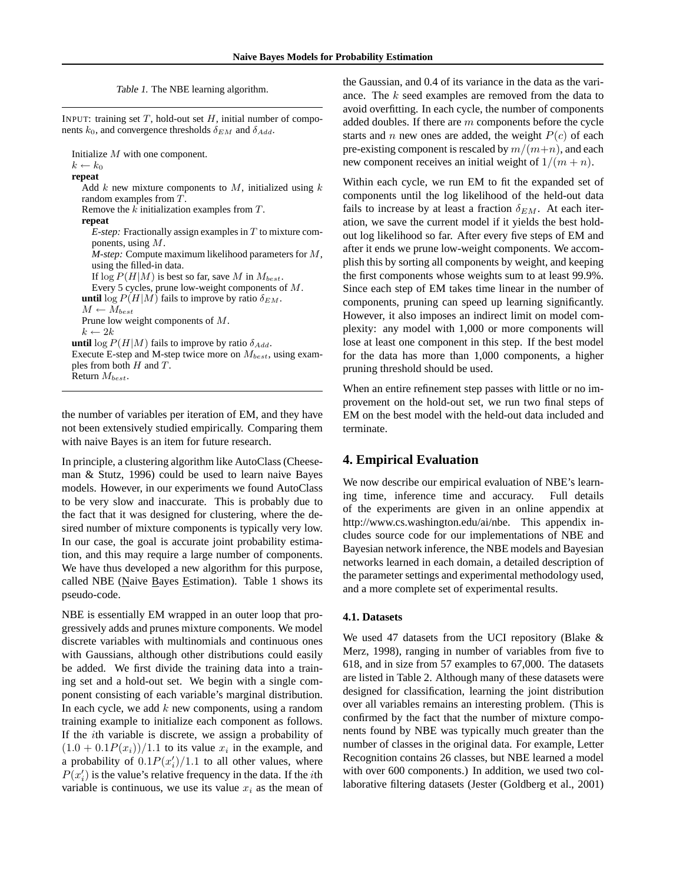Table 1. The NBE learning algorithm.

```
INPUT: training set T, hold-out set H, initial number of components k_0, and convergence thresholds δ_EM and δ_Add.

Initialize M with one component.
k ← k_0
repeat
   Add k new mixture components to M, initialized using k
   random examples from T.
   Remove the k initialization examples from T.
   repeat
      E-step: Fractionally assign examples in T to mixture components, using M.
      M-step: Compute maximum likelihood parameters for M,
      using the filled-in data.
      If log P(H|M) is best so far, save M in M_best.
      Every 5 cycles, prune low-weight components of M.
   until log P(H|M) fails to improve by ratio δ_EM.
   M ← M_best
   Prune low weight components of M.
   k ← 2k
until log P(H|M) fails to improve by ratio δ_Add.
Execute E-step and M-step twice more on M_best, using examples from both H and T.
Return M_best.
```

the number of variables per iteration of EM, and they have not been extensively studied empirically. Comparing them with naive Bayes is an item for future research.

In principle, a clustering algorithm like AutoClass (Cheeseman & Stutz, 1996) could be used to learn naive Bayes models. However, in our experiments we found AutoClass to be very slow and inaccurate. This is probably due to the fact that it was designed for clustering, where the desired number of mixture components is typically very low. In our case, the goal is accurate joint probability estimation, and this may require a large number of components. We have thus developed a new algorithm for this purpose, called NBE (Naive Bayes Estimation). Table 1 shows its pseudo-code.

NBE is essentially EM wrapped in an outer loop that progressively adds and prunes mixture components. We model discrete variables with multinomials and continuous ones with Gaussians, although other distributions could easily be added. We first divide the training data into a training set and a hold-out set. We begin with a single component consisting of each variable's marginal distribution. In each cycle, we add $k$ new components, using a random training example to initialize each component as follows. If the $i$th variable is discrete, we assign a probability of $(1.0 + 0.1P(x_i))/1.1$ to its value $x_i$ in the example, and a probability of $0.1P(x_i')/1.1$ to all other values, where $P(x_i')$ is the value's relative frequency in the data. If the $i$th variable is continuous, we use its value $x_i$ as the mean of the Gaussian, and 0.4 of its variance in the data as the variance. The $k$ seed examples are removed from the data to avoid overfitting. In each cycle, the number of components added doubles. If there are $m$ components before the cycle starts and $n$ new ones are added, the weight $P(c)$ of each pre-existing component is rescaled by $m/(m+n)$, and each new component receives an initial weight of $1/(m+n)$.

Within each cycle, we run EM to fit the expanded set of components until the log likelihood of the held-out data fails to increase by at least a fraction $\delta_{EM}$. At each iteration, we save the current model if it yields the best hold-out log likelihood so far. After every five steps of EM and after it ends we prune low-weight components. We accomplish this by sorting all components by weight, and keeping the first components whose weights sum to at least 99.9%. Since each step of EM takes time linear in the number of components, pruning can speed up learning significantly. However, it also imposes an indirect limit on model complexity: any model with 1,000 or more components will lose at least one component in this step. If the best model for the data has more than 1,000 components, a higher pruning threshold should be used.

When an entire refinement step passes with little or no improvement on the hold-out set, we run two final steps of EM on the best model with the held-out data included and terminate.

## 4. Empirical Evaluation

We now describe our empirical evaluation of NBE's learning time, inference time and accuracy. Full details of the experiments are given in an online appendix at http://www.cs.washington.edu/ai/nbe. This appendix includes source code for our implementations of NBE and Bayesian network inference, the NBE models and Bayesian networks learned in each domain, a detailed description of the parameter settings and experimental methodology used, and a more complete set of experimental results.

### 4.1. Datasets

We used 47 datasets from the UCI repository (Blake & Merz, 1998), ranging in number of variables from five to 618, and in size from 57 examples to 67,000. The datasets are listed in Table 2. Although many of these datasets were designed for classification, learning the joint distribution over all variables remains an interesting problem. (This is confirmed by the fact that the number of mixture components found by NBE was typically much greater than the number of classes in the original data. For example, Letter Recognition contains 26 classes, but NBE learned a model with over 600 components.) In addition, we used two collaborative filtering datasets (Jester (Goldberg et al., 2001)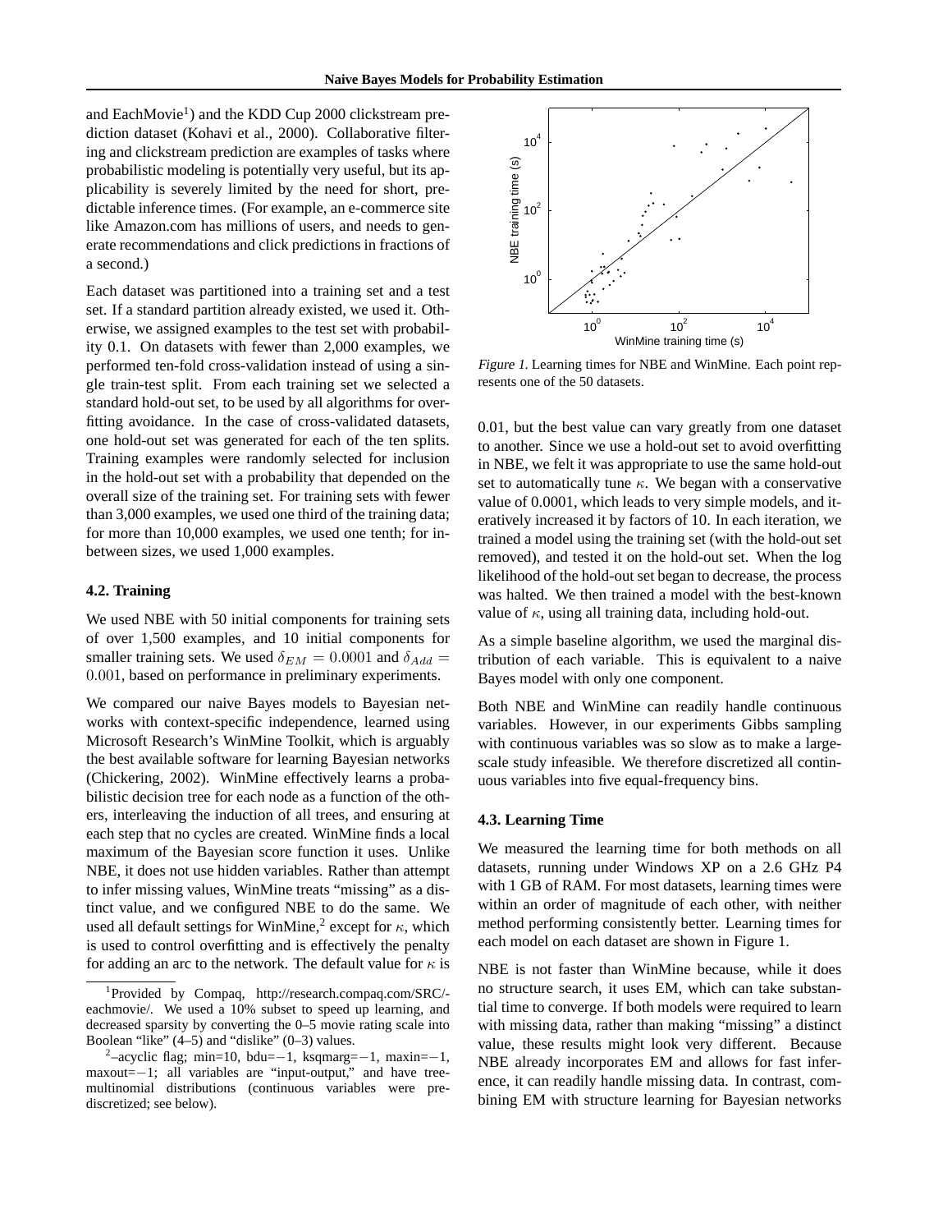and EachMovie[1]) and the KDD Cup 2000 clickstream prediction dataset (Kohavi et al., 2000). Collaborative filtering and clickstream prediction are examples of tasks where probabilistic modeling is potentially very useful, but its applicability is severely limited by the need for short, predictable inference times. (For example, an e-commerce site like Amazon.com has millions of users, and needs to generate recommendations and click predictions in fractions of a second.)

Each dataset was partitioned into a training set and a test set. If a standard partition already existed, we used it. Otherwise, we assigned examples to the test set with probability 0.1. On datasets with fewer than 2,000 examples, we performed ten-fold cross-validation instead of using a single train-test split. From each training set we selected a standard hold-out set, to be used by all algorithms for overfitting avoidance. In the case of cross-validated datasets, one hold-out set was generated for each of the ten splits. Training examples were randomly selected for inclusion in the hold-out set with a probability that depended on the overall size of the training set. For training sets with fewer than 3,000 examples, we used one third of the training data; for more than 10,000 examples, we used one tenth; for in-between sizes, we used 1,000 examples.

### 4.2. Training

We used NBE with 50 initial components for training sets of over 1,500 examples, and 10 initial components for smaller training sets. We used $\delta_{EM} = 0.0001$ and $\delta_{Add} = 0.001$, based on performance in preliminary experiments.

We compared our naive Bayes models to Bayesian networks with context-specific independence, learned using Microsoft Research's WinMine Toolkit, which is arguably the best available software for learning Bayesian networks (Chickering, 2002). WinMine effectively learns a probabilistic decision tree for each node as a function of the others, interleaving the induction of all trees, and ensuring at each step that no cycles are created. WinMine finds a local maximum of the Bayesian score function it uses. Unlike NBE, it does not use hidden variables. Rather than attempt to infer missing values, WinMine treats "missing" as a distinct value, and we configured NBE to do the same. We used all default settings for WinMine,[2] except for $\kappa$, which is used to control overfitting and is effectively the penalty for adding an arc to the network. The default value for $\kappa$ is 0.01, but the best value can vary greatly from one dataset to another. Since we use a hold-out set to avoid overfitting in NBE, we felt it was appropriate to use the same hold-out set to automatically tune $\kappa$. We began with a conservative value of 0.0001, which leads to very simple models, and iteratively increased it by factors of 10. In each iteration, we trained a model using the training set (with the hold-out set removed), and tested it on the hold-out set. When the log likelihood of the hold-out set began to decrease, the process was halted. We then trained a model with the best-known value of $\kappa$, using all training data, including hold-out.

*Figure 1.* Learning times for NBE and WinMine. Each point represents one of the 50 datasets.

As a simple baseline algorithm, we used the marginal distribution of each variable. This is equivalent to a naive Bayes model with only one component.

Both NBE and WinMine can readily handle continuous variables. However, in our experiments Gibbs sampling with continuous variables was so slow as to make a large-scale study infeasible. We therefore discretized all continuous variables into five equal-frequency bins.

### 4.3. Learning Time

We measured the learning time for both methods on all datasets, running under Windows XP on a 2.6 GHz P4 with 1 GB of RAM. For most datasets, learning times were within an order of magnitude of each other, with neither method performing consistently better. Learning times for each model on each dataset are shown in Figure 1.

NBE is not faster than WinMine because, while it does no structure search, it uses EM, which can take substantial time to converge. If both models were required to learn with missing data, rather than making "missing" a distinct value, these results might look very different. Because NBE already incorporates EM and allows for fast inference, it can readily handle missing data. In contrast, combining EM with structure learning for Bayesian networks

[1] Provided by Compaq, http://research.compaq.com/SRC/-eachmovie/. We used a 10% subset to speed up learning, and decreased sparsity by converting the 0–5 movie rating scale into Boolean "like" (4–5) and "dislike" (0–3) values.

[2] –acyclic flag; min=10, bdu=−1, ksqmarg=−1, maxin=−1, maxout=−1; all variables are "input-output," and have tree-multinomial distributions (continuous variables were pre-discretized; see below).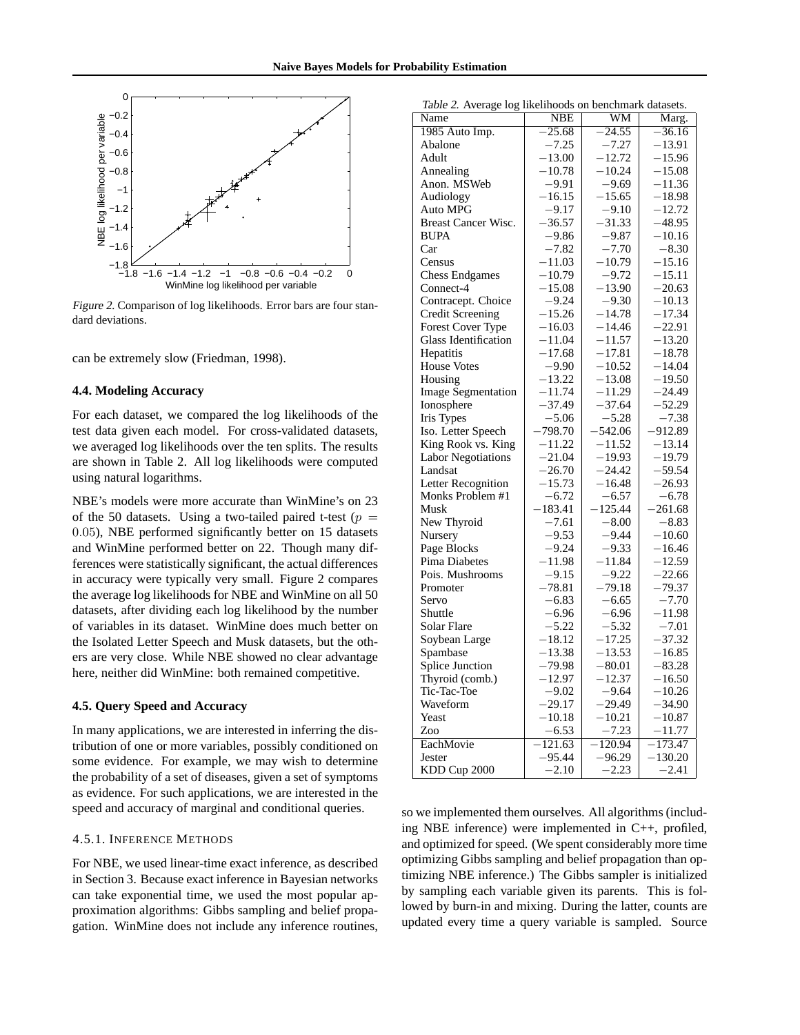Figure 2. Comparison of log likelihoods. Error bars are four standard deviations.

can be extremely slow (Friedman, 1998).

### 4.4. Modeling Accuracy

For each dataset, we compared the log likelihoods of the test data given each model. For cross-validated datasets, we averaged log likelihoods over the ten splits. The results are shown in Table 2. All log likelihoods were computed using natural logarithms.

NBE's models were more accurate than WinMine's on 23 of the 50 datasets. Using a two-tailed paired t-test ($p = 0.05$), NBE performed significantly better on 15 datasets and WinMine performed better on 22. Though many differences were statistically significant, the actual differences in accuracy were typically very small. Figure 2 compares the average log likelihoods for NBE and WinMine on all 50 datasets, after dividing each log likelihood by the number of variables in its dataset. WinMine does much better on the Isolated Letter Speech and Musk datasets, but the others are very close. While NBE showed no clear advantage here, neither did WinMine: both remained competitive.

### 4.5. Query Speed and Accuracy

In many applications, we are interested in inferring the distribution of one or more variables, possibly conditioned on some evidence. For example, we may wish to determine the probability of a set of diseases, given a set of symptoms as evidence. For such applications, we are interested in the speed and accuracy of marginal and conditional queries.

#### 4.5.1. Inference Methods

For NBE, we used linear-time exact inference, as described in Section 3. Because exact inference in Bayesian networks can take exponential time, we used the most popular approximation algorithms: Gibbs sampling and belief propagation. WinMine does not include any inference routines, so we implemented them ourselves. All algorithms (including NBE inference) were implemented in C++, profiled, and optimized for speed. (We spent considerably more time optimizing Gibbs sampling and belief propagation than optimizing NBE inference.) The Gibbs sampler is initialized by sampling each variable given its parents. This is followed by burn-in and mixing. During the latter, counts are updated every time a query variable is sampled. Source

Table 2. Average log likelihoods on benchmark datasets.

| Name | NBE | WM | Marg. |
|---|---|---|---|
| 1985 Auto Imp. | −25.68 | −24.55 | −36.16 |
| Abalone | −7.25 | −7.27 | −13.91 |
| Adult | −13.00 | −12.72 | −15.96 |
| Annealing | −10.78 | −10.24 | −15.08 |
| Anon. MSWeb | −9.91 | −9.69 | −11.36 |
| Audiology | −16.15 | −15.65 | −18.98 |
| Auto MPG | −9.17 | −9.10 | −12.72 |
| Breast Cancer Wisc. | −36.57 | −31.33 | −48.95 |
| BUPA | −9.86 | −9.87 | −10.16 |
| Car | −7.82 | −7.70 | −8.30 |
| Census | −11.03 | −10.79 | −15.16 |
| Chess Endgames | −10.79 | −9.72 | −15.11 |
| Connect-4 | −15.08 | −13.90 | −20.63 |
| Contracept. Choice | −9.24 | −9.30 | −10.13 |
| Credit Screening | −15.26 | −14.78 | −17.34 |
| Forest Cover Type | −16.03 | −14.46 | −22.91 |
| Glass Identification | −11.04 | −11.57 | −13.20 |
| Hepatitis | −17.68 | −17.81 | −18.78 |
| House Votes | −9.90 | −10.52 | −14.04 |
| Housing | −13.22 | −13.08 | −19.50 |
| Image Segmentation | −11.74 | −11.29 | −24.49 |
| Ionosphere | −37.49 | −37.64 | −52.29 |
| Iris Types | −5.06 | −5.28 | −7.38 |
| Iso. Letter Speech | −798.70 | −542.06 | −912.89 |
| King Rook vs. King | −11.22 | −11.52 | −13.14 |
| Labor Negotiations | −21.04 | −19.93 | −19.79 |
| Landsat | −26.70 | −24.42 | −59.54 |
| Letter Recognition | −15.73 | −16.48 | −26.93 |
| Monks Problem #1 | −6.72 | −6.57 | −6.78 |
| Musk | −183.41 | −125.44 | −261.68 |
| New Thyroid | −7.61 | −8.00 | −8.83 |
| Nursery | −9.53 | −9.44 | −10.60 |
| Page Blocks | −9.24 | −9.33 | −16.46 |
| Pima Diabetes | −11.98 | −11.84 | −12.59 |
| Pois. Mushrooms | −9.15 | −9.22 | −22.66 |
| Promoter | −78.81 | −79.18 | −79.37 |
| Servo | −6.83 | −6.65 | −7.70 |
| Shuttle | −6.96 | −6.96 | −11.98 |
| Solar Flare | −5.22 | −5.32 | −7.01 |
| Soybean Large | −18.12 | −17.25 | −37.32 |
| Spambase | −13.38 | −13.53 | −16.85 |
| Splice Junction | −79.98 | −80.01 | −83.28 |
| Thyroid (comb.) | −12.97 | −12.37 | −16.50 |
| Tic-Tac-Toe | −9.02 | −9.64 | −10.26 |
| Waveform | −29.17 | −29.49 | −34.90 |
| Yeast | −10.18 | −10.21 | −10.87 |
| Zoo | −6.53 | −7.23 | −11.77 |
| EachMovie | −121.63 | −120.94 | −173.47 |
| Jester | −95.44 | −96.29 | −130.20 |
| KDD Cup 2000 | −2.10 | −2.23 | −2.41 |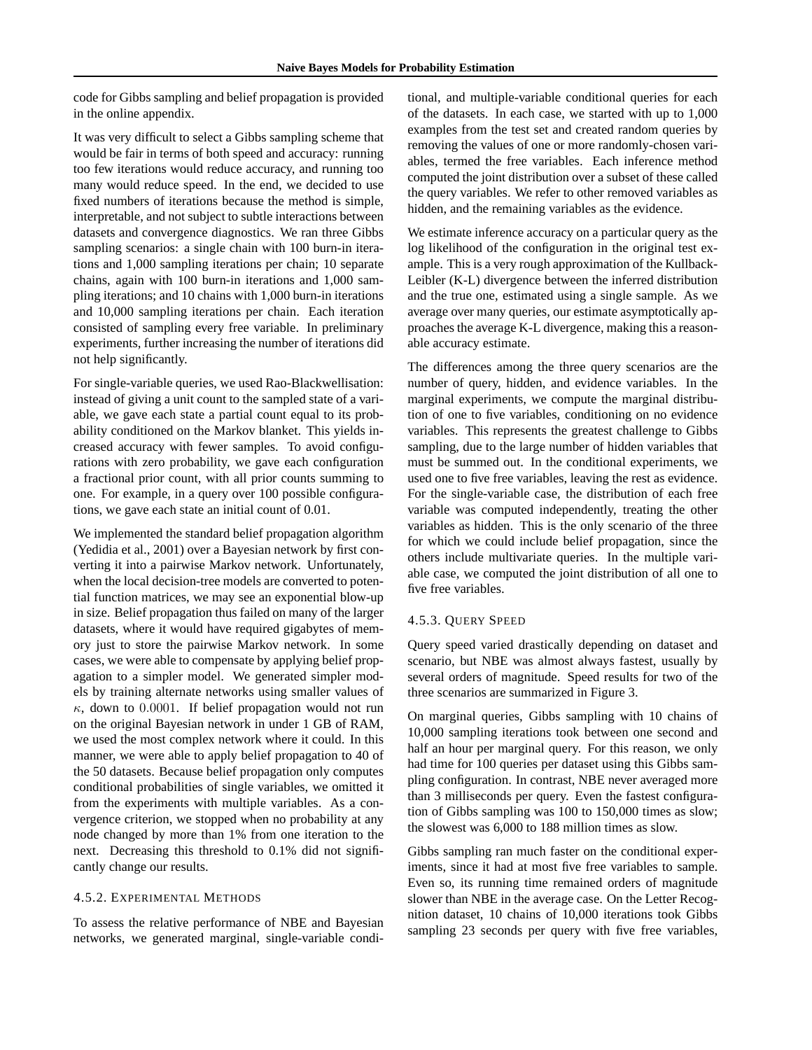code for Gibbs sampling and belief propagation is provided in the online appendix.

It was very difficult to select a Gibbs sampling scheme that would be fair in terms of both speed and accuracy: running too few iterations would reduce accuracy, and running too many would reduce speed. In the end, we decided to use fixed numbers of iterations because the method is simple, interpretable, and not subject to subtle interactions between datasets and convergence diagnostics. We ran three Gibbs sampling scenarios: a single chain with 100 burn-in iterations and 1,000 sampling iterations per chain; 10 separate chains, again with 100 burn-in iterations and 1,000 sampling iterations; and 10 chains with 1,000 burn-in iterations and 10,000 sampling iterations per chain. Each iteration consisted of sampling every free variable. In preliminary experiments, further increasing the number of iterations did not help significantly.

For single-variable queries, we used Rao-Blackwellisation: instead of giving a unit count to the sampled state of a variable, we gave each state a partial count equal to its probability conditioned on the Markov blanket. This yields increased accuracy with fewer samples. To avoid configurations with zero probability, we gave each configuration a fractional prior count, with all prior counts summing to one. For example, in a query over 100 possible configurations, we gave each state an initial count of 0.01.

We implemented the standard belief propagation algorithm (Yedidia et al., 2001) over a Bayesian network by first converting it into a pairwise Markov network. Unfortunately, when the local decision-tree models are converted to potential function matrices, we may see an exponential blow-up in size. Belief propagation thus failed on many of the larger datasets, where it would have required gigabytes of memory just to store the pairwise Markov network. In some cases, we were able to compensate by applying belief propagation to a simpler model. We generated simpler models by training alternate networks using smaller values of $\kappa$, down to $0.0001$. If belief propagation would not run on the original Bayesian network in under 1 GB of RAM, we used the most complex network where it could. In this manner, we were able to apply belief propagation to 40 of the 50 datasets. Because belief propagation only computes conditional probabilities of single variables, we omitted it from the experiments with multiple variables. As a convergence criterion, we stopped when no probability at any node changed by more than 1% from one iteration to the next. Decreasing this threshold to 0.1% did not significantly change our results.

#### 4.5.2. Experimental Methods

To assess the relative performance of NBE and Bayesian networks, we generated marginal, single-variable conditional, and multiple-variable conditional queries for each of the datasets. In each case, we started with up to 1,000 examples from the test set and created random queries by removing the values of one or more randomly-chosen variables, termed the free variables. Each inference method computed the joint distribution over a subset of these called the query variables. We refer to other removed variables as hidden, and the remaining variables as the evidence.

We estimate inference accuracy on a particular query as the log likelihood of the configuration in the original test example. This is a very rough approximation of the Kullback-Leibler (K-L) divergence between the inferred distribution and the true one, estimated using a single sample. As we average over many queries, our estimate asymptotically approaches the average K-L divergence, making this a reasonable accuracy estimate.

The differences among the three query scenarios are the number of query, hidden, and evidence variables. In the marginal experiments, we compute the marginal distribution of one to five variables, conditioning on no evidence variables. This represents the greatest challenge to Gibbs sampling, due to the large number of hidden variables that must be summed out. In the conditional experiments, we used one to five free variables, leaving the rest as evidence. For the single-variable case, the distribution of each free variable was computed independently, treating the other variables as hidden. This is the only scenario of the three for which we could include belief propagation, since the others include multivariate queries. In the multiple variable case, we computed the joint distribution of all one to five free variables.

#### 4.5.3. Query Speed

Query speed varied drastically depending on dataset and scenario, but NBE was almost always fastest, usually by several orders of magnitude. Speed results for two of the three scenarios are summarized in Figure 3.

On marginal queries, Gibbs sampling with 10 chains of 10,000 sampling iterations took between one second and half an hour per marginal query. For this reason, we only had time for 100 queries per dataset using this Gibbs sampling configuration. In contrast, NBE never averaged more than 3 milliseconds per query. Even the fastest configuration of Gibbs sampling was 100 to 150,000 times as slow; the slowest was 6,000 to 188 million times as slow.

Gibbs sampling ran much faster on the conditional experiments, since it had at most five free variables to sample. Even so, its running time remained orders of magnitude slower than NBE in the average case. On the Letter Recognition dataset, 10 chains of 10,000 iterations took Gibbs sampling 23 seconds per query with five free variables,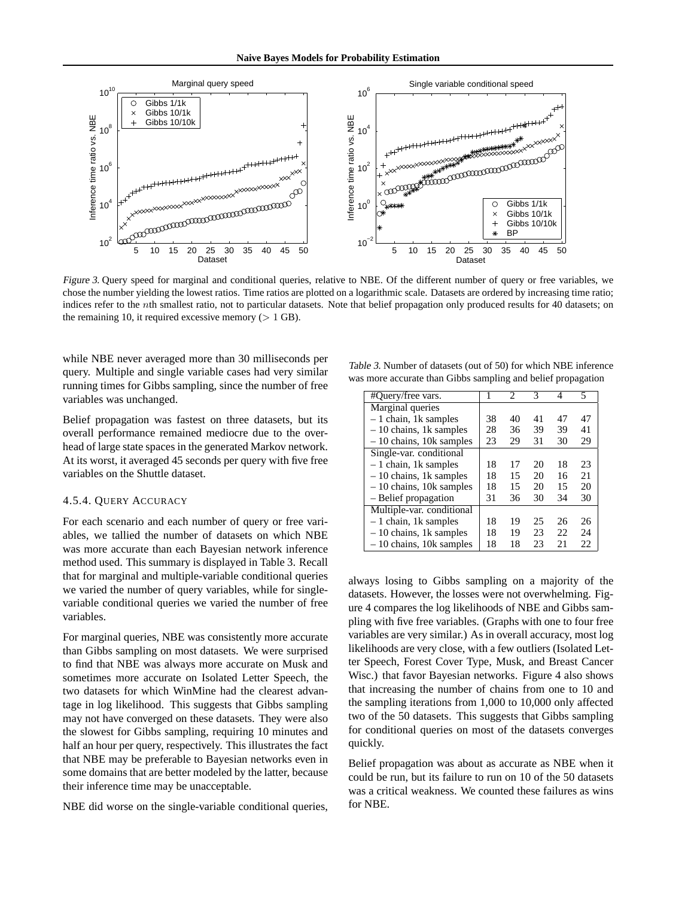*Figure 3.* Query speed for marginal and conditional queries, relative to NBE. Of the different number of query or free variables, we chose the number yielding the lowest ratios. Time ratios are plotted on a logarithmic scale. Datasets are ordered by increasing time ratio; indices refer to the $n$th smallest ratio, not to particular datasets. Note that belief propagation only produced results for 40 datasets; on the remaining 10, it required excessive memory ($> 1$ GB).

while NBE never averaged more than 30 milliseconds per query. Multiple and single variable cases had very similar running times for Gibbs sampling, since the number of free variables was unchanged.

Belief propagation was fastest on three datasets, but its overall performance remained mediocre due to the overhead of large state spaces in the generated Markov network. At its worst, it averaged 45 seconds per query with five free variables on the Shuttle dataset.

#### 4.5.4. Query Accuracy

For each scenario and each number of query or free variables, we tallied the number of datasets on which NBE was more accurate than each Bayesian network inference method used. This summary is displayed in Table 3. Recall that for marginal and multiple-variable conditional queries we varied the number of query variables, while for single-variable conditional queries we varied the number of free variables.

For marginal queries, NBE was consistently more accurate than Gibbs sampling on most datasets. We were surprised to find that NBE was always more accurate on Musk and sometimes more accurate on Isolated Letter Speech, the two datasets for which WinMine had the clearest advantage in log likelihood. This suggests that Gibbs sampling may not have converged on these datasets. They were also the slowest for Gibbs sampling, requiring 10 minutes and half an hour per query, respectively. This illustrates the fact that NBE may be preferable to Bayesian networks even in some domains that are better modeled by the latter, because their inference time may be unacceptable.

NBE did worse on the single-variable conditional queries,

*Table 3.* Number of datasets (out of 50) for which NBE inference was more accurate than Gibbs sampling and belief propagation

| #Query/free vars. | 1 | 2 | 3 | 4 | 5 |
|---|---|---|---|---|---|
| Marginal queries | | | | | |
| – 1 chain, 1k samples | 38 | 40 | 41 | 47 | 47 |
| – 10 chains, 1k samples | 28 | 36 | 39 | 39 | 41 |
| – 10 chains, 10k samples | 23 | 29 | 31 | 30 | 29 |
| Single-var. conditional | | | | | |
| – 1 chain, 1k samples | 18 | 17 | 20 | 18 | 23 |
| – 10 chains, 1k samples | 18 | 15 | 20 | 16 | 21 |
| – 10 chains, 10k samples | 18 | 15 | 20 | 15 | 20 |
| – Belief propagation | 31 | 36 | 30 | 34 | 30 |
| Multiple-var. conditional | | | | | |
| – 1 chain, 1k samples | 18 | 19 | 25 | 26 | 26 |
| – 10 chains, 1k samples | 18 | 19 | 23 | 22 | 24 |
| – 10 chains, 10k samples | 18 | 18 | 23 | 21 | 22 |

always losing to Gibbs sampling on a majority of the datasets. However, the losses were not overwhelming. Figure 4 compares the log likelihoods of NBE and Gibbs sampling with five free variables. (Graphs with one to four free variables are very similar.) As in overall accuracy, most log likelihoods are very close, with a few outliers (Isolated Letter Speech, Forest Cover Type, Musk, and Breast Cancer Wisc.) that favor Bayesian networks. Figure 4 also shows that increasing the number of chains from one to 10 and the sampling iterations from 1,000 to 10,000 only affected two of the 50 datasets. This suggests that Gibbs sampling for conditional queries on most of the datasets converges quickly.

Belief propagation was about as accurate as NBE when it could be run, but its failure to run on 10 of the 50 datasets was a critical weakness. We counted these failures as wins for NBE.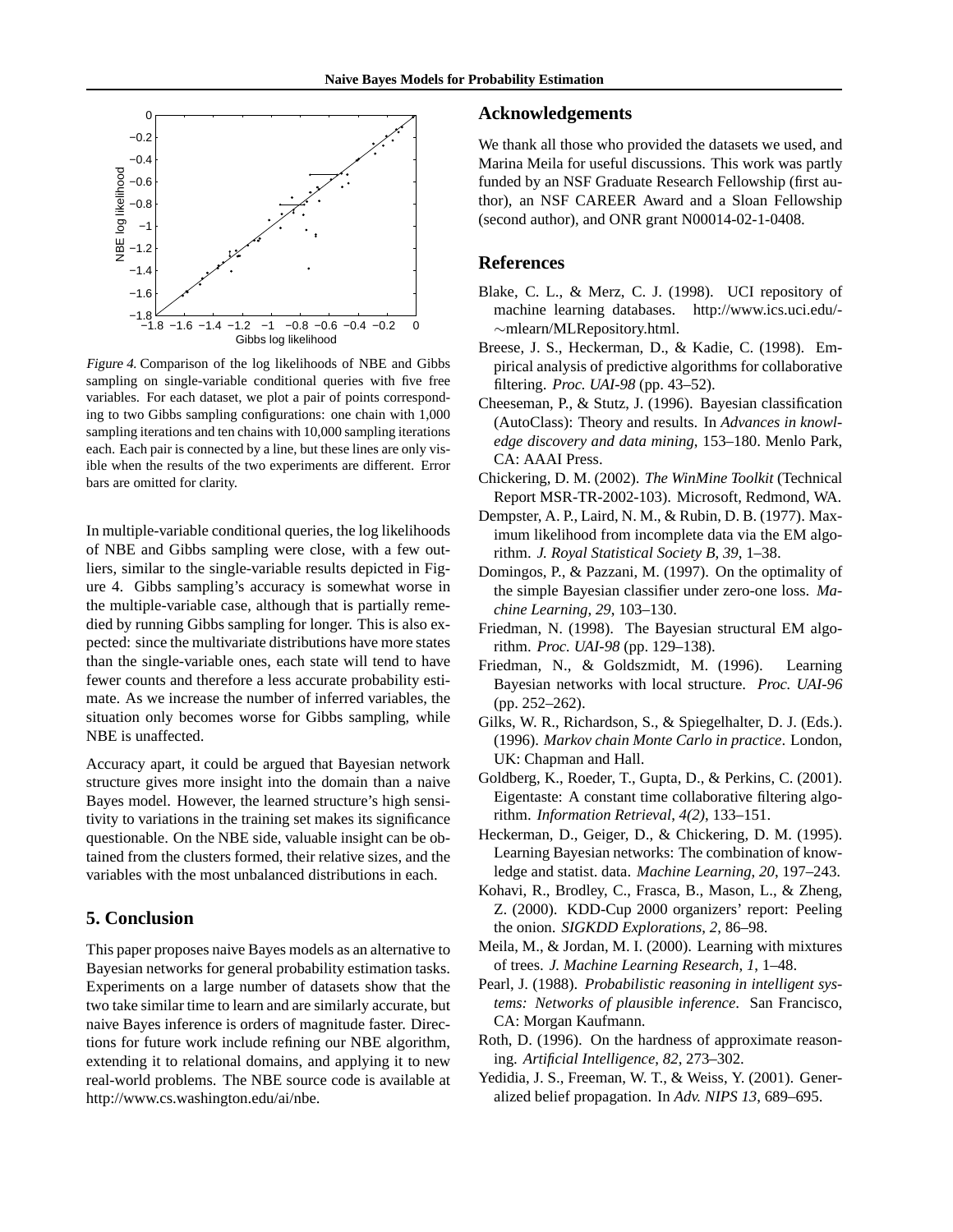0
−0.2
−0.4
−0.6
−0.8
−1
−1.2
−1.4
−1.6
−1.8
−1.8 −1.6 −1.4 −1.2 −1 −0.8 −0.6 −0.4 −0.2 0
Gibbs log likelihood
NBE log likelihood

*Figure 4.* Comparison of the log likelihoods of NBE and Gibbs sampling on single-variable conditional queries with five free variables. For each dataset, we plot a pair of points corresponding to two Gibbs sampling configurations: one chain with 1,000 sampling iterations and ten chains with 10,000 sampling iterations each. Each pair is connected by a line, but these lines are only visible when the results of the two experiments are different. Error bars are omitted for clarity.

In multiple-variable conditional queries, the log likelihoods of NBE and Gibbs sampling were close, with a few outliers, similar to the single-variable results depicted in Figure 4. Gibbs sampling's accuracy is somewhat worse in the multiple-variable case, although that is partially remedied by running Gibbs sampling for longer. This is also expected: since the multivariate distributions have more states than the single-variable ones, each state will tend to have fewer counts and therefore a less accurate probability estimate. As we increase the number of inferred variables, the situation only becomes worse for Gibbs sampling, while NBE is unaffected.

Accuracy apart, it could be argued that Bayesian network structure gives more insight into the domain than a naive Bayes model. However, the learned structure's high sensitivity to variations in the training set makes its significance questionable. On the NBE side, valuable insight can be obtained from the clusters formed, their relative sizes, and the variables with the most unbalanced distributions in each.

## 5. Conclusion

This paper proposes naive Bayes models as an alternative to Bayesian networks for general probability estimation tasks. Experiments on a large number of datasets show that the two take similar time to learn and are similarly accurate, but naive Bayes inference is orders of magnitude faster. Directions for future work include refining our NBE algorithm, extending it to relational domains, and applying it to new real-world problems. The NBE source code is available at http://www.cs.washington.edu/ai/nbe.

## Acknowledgements

We thank all those who provided the datasets we used, and Marina Meila for useful discussions. This work was partly funded by an NSF Graduate Research Fellowship (first author), an NSF CAREER Award and a Sloan Fellowship (second author), and ONR grant N00014-02-1-0408.

## References

Blake, C. L., & Merz, C. J. (1998). UCI repository of machine learning databases. http://www.ics.uci.edu/-∼mlearn/MLRepository.html.

Breese, J. S., Heckerman, D., & Kadie, C. (1998). Empirical analysis of predictive algorithms for collaborative filtering. *Proc. UAI-98* (pp. 43–52).

Cheeseman, P., & Stutz, J. (1996). Bayesian classification (AutoClass): Theory and results. In *Advances in knowledge discovery and data mining*, 153–180. Menlo Park, CA: AAAI Press.

Chickering, D. M. (2002). *The WinMine Toolkit* (Technical Report MSR-TR-2002-103). Microsoft, Redmond, WA.

Dempster, A. P., Laird, N. M., & Rubin, D. B. (1977). Maximum likelihood from incomplete data via the EM algorithm. *J. Royal Statistical Society B*, *39*, 1–38.

Domingos, P., & Pazzani, M. (1997). On the optimality of the simple Bayesian classifier under zero-one loss. *Machine Learning*, *29*, 103–130.

Friedman, N. (1998). The Bayesian structural EM algorithm. *Proc. UAI-98* (pp. 129–138).

Friedman, N., & Goldszmidt, M. (1996). Learning Bayesian networks with local structure. *Proc. UAI-96* (pp. 252–262).

Gilks, W. R., Richardson, S., & Spiegelhalter, D. J. (Eds.). (1996). *Markov chain Monte Carlo in practice*. London, UK: Chapman and Hall.

Goldberg, K., Roeder, T., Gupta, D., & Perkins, C. (2001). Eigentaste: A constant time collaborative filtering algorithm. *Information Retrieval*, *4(2)*, 133–151.

Heckerman, D., Geiger, D., & Chickering, D. M. (1995). Learning Bayesian networks: The combination of knowledge and statist. data. *Machine Learning*, *20*, 197–243.

Kohavi, R., Brodley, C., Frasca, B., Mason, L., & Zheng, Z. (2000). KDD-Cup 2000 organizers' report: Peeling the onion. *SIGKDD Explorations*, *2*, 86–98.

Meila, M., & Jordan, M. I. (2000). Learning with mixtures of trees. *J. Machine Learning Research*, *1*, 1–48.

Pearl, J. (1988). *Probabilistic reasoning in intelligent systems: Networks of plausible inference*. San Francisco, CA: Morgan Kaufmann.

Roth, D. (1996). On the hardness of approximate reasoning. *Artificial Intelligence*, *82*, 273–302.

Yedidia, J. S., Freeman, W. T., & Weiss, Y. (2001). Generalized belief propagation. In *Adv. NIPS 13*, 689–695.